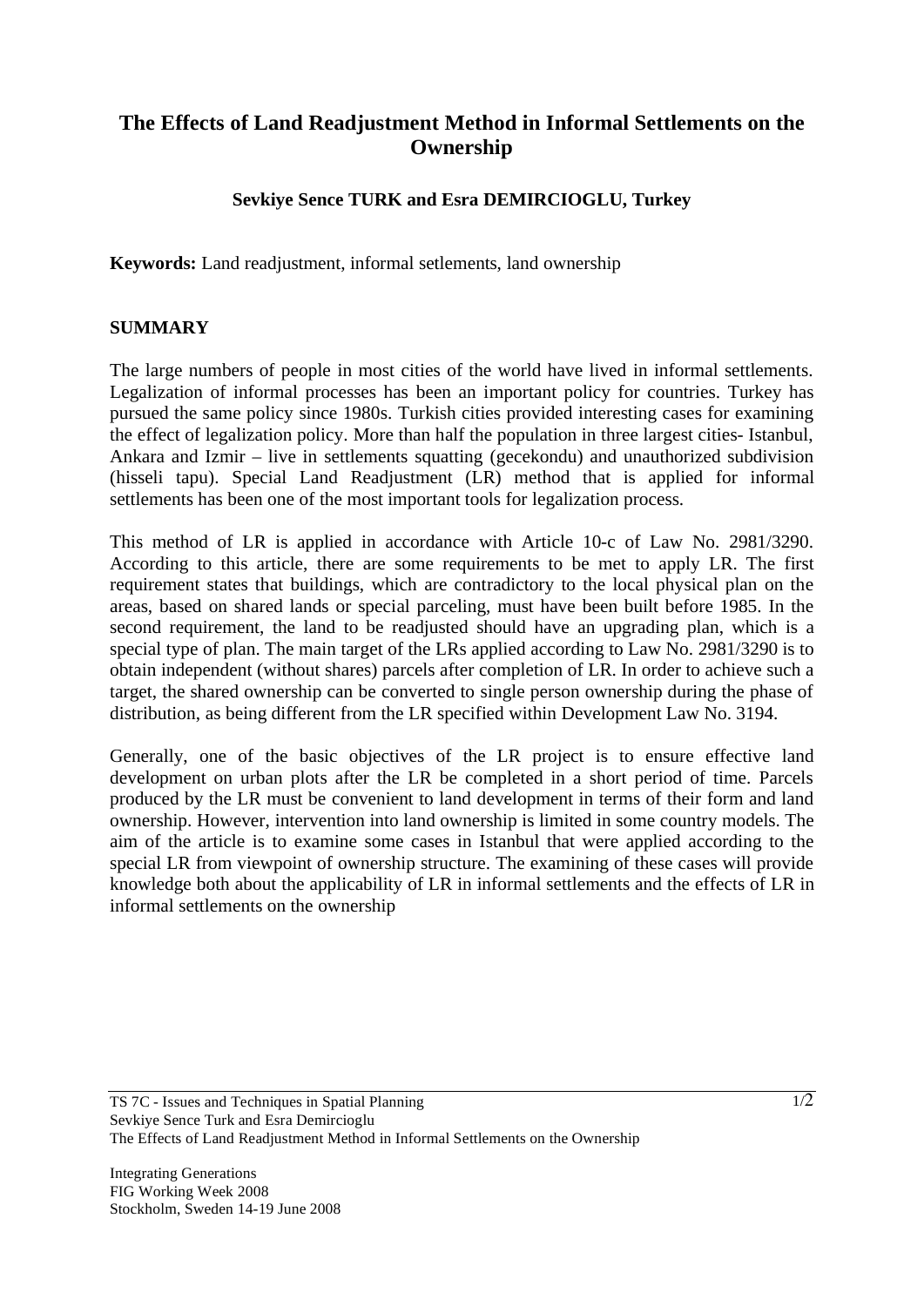# The Effects of Land Readjustment Method in Informal Settlements on the Ownership

**Sevkiye Sence TURK and Esra DEMIRCIOGLU, Turkey**

**Keywords:** Land readjustment, informal setlements, land ownership

## SUMMARY

The large numbers of people in most cities of the world have lived in informal settlements. Legalization of informal processes has been an important policy for countries. Turkey has pursued the same policy since 1980s. Turkish cities provided interesting cases for examining the effect of legalization policy. More than half the population in three largest cities- Istanbul, Ankara and Izmir – live in settlements squatting (gecekondu) and unauthorized subdivision (hisseli tapu). Special Land Readjustment (LR) method that is applied for informal settlements has been one of the most important tools for legalization process.

This method of LR is applied in accordance with Article 10-c of Law No. 2981/3290. According to this article, there are some requirements to be met to apply LR. The first requirement states that buildings, which are contradictory to the local physical plan on the areas, based on shared lands or special parceling, must have been built before 1985. In the second requirement, the land to be readjusted should have an upgrading plan, which is a special type of plan. The main target of the LRs applied according to Law No. 2981/3290 is to obtain independent (without shares) parcels after completion of LR. In order to achieve such a target, the shared ownership can be converted to single person ownership during the phase of distribution, as being different from the LR specified within Development Law No. 3194.

Generally, one of the basic objectives of the LR project is to ensure effective land development on urban plots after the LR be completed in a short period of time. Parcels produced by the LR must be convenient to land development in terms of their form and land ownership. However, intervention into land ownership is limited in some country models. The aim of the article is to examine some cases in Istanbul that were applied according to the special LR from viewpoint of ownership structure. The examining of these cases will provide knowledge both about the applicability of LR in informal settlements and the effects of LR in informal settlements on the ownership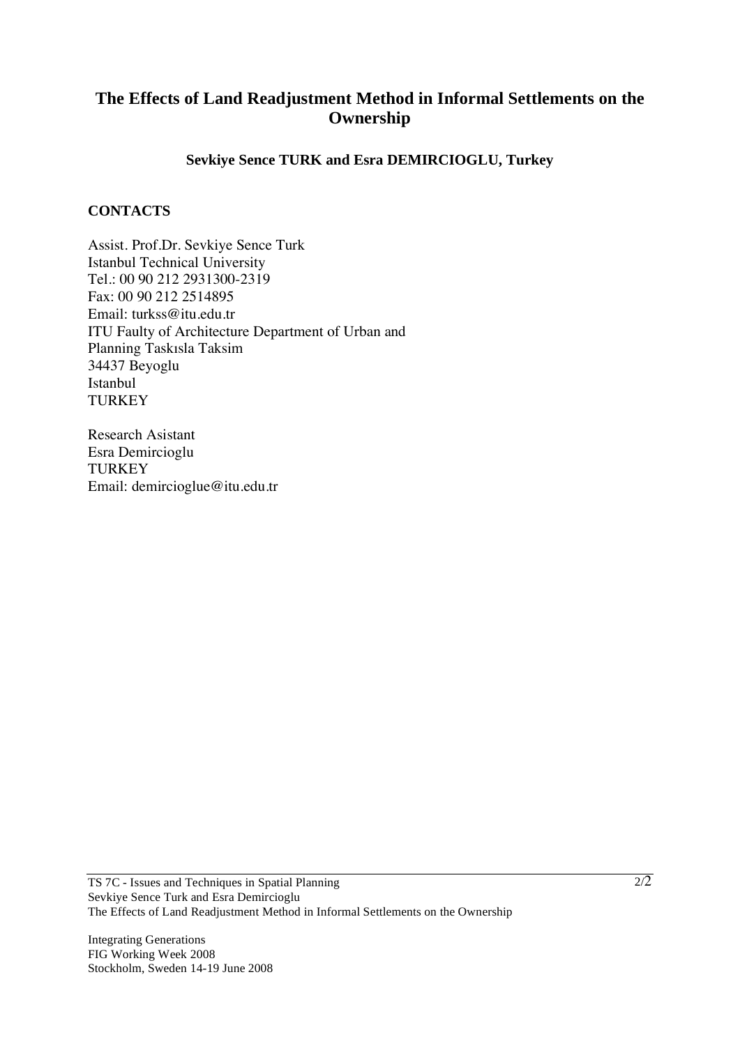# The Effects of Land Readjustment Method in Informal Settlements on the Ownership

**Sevkiye Sence TURK and Esra DEMIRCIOGLU, Turkey**

## CONTACTS

Assist. Prof.Dr. Sevkiye Sence Turk
Istanbul Technical University
Tel.: 00 90 212 2931300-2319
Fax: 00 90 212 2514895
Email: turkss@itu.edu.tr
ITU Faulty of Architecture Department of Urban and
Planning Taskısla Taksim
34437 Beyoglu
Istanbul
TURKEY

Research Asistant
Esra Demircioglu
TURKEY
Email: demircioglue@itu.edu.tr